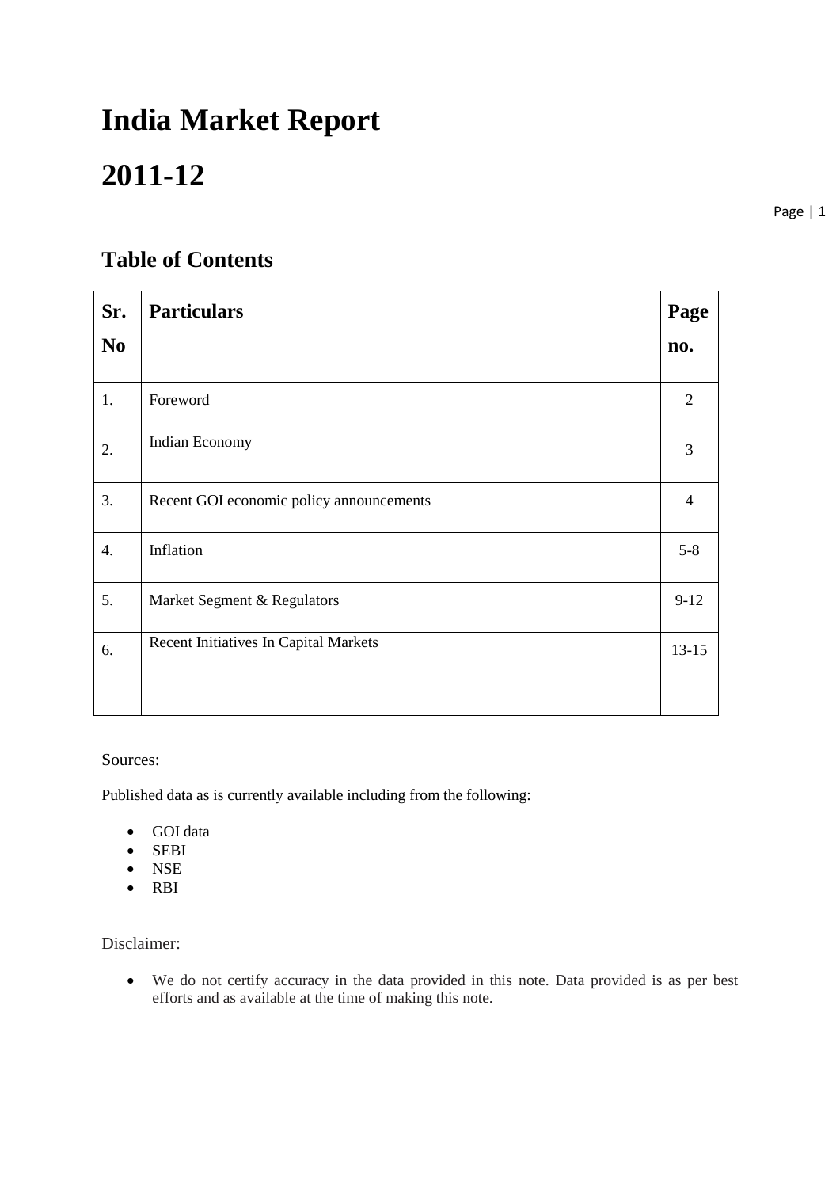# India Market Report

# 2011-12

## Table of Contents

| Sr. No | Particulars | Page no. |
|---|---|---|
| 1. | Foreword | 2 |
| 2. | Indian Economy | 3 |
| 3. | Recent GOI economic policy announcements | 4 |
| 4. | Inflation | 5-8 |
| 5. | Market Segment & Regulators | 9-12 |
| 6. | Recent Initiatives In Capital Markets | 13-15 |

Sources:

Published data as is currently available including from the following:

- GOI data
- SEBI
- NSE
- RBI

Disclaimer:

- We do not certify accuracy in the data provided in this note. Data provided is as per best efforts and as available at the time of making this note.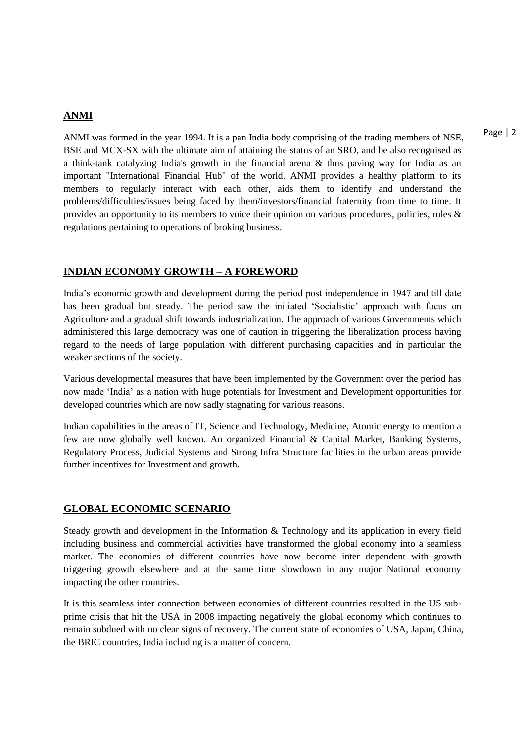## ANMI

ANMI was formed in the year 1994. It is a pan India body comprising of the trading members of NSE, BSE and MCX-SX with the ultimate aim of attaining the status of an SRO, and be also recognised as a think-tank catalyzing India's growth in the financial arena & thus paving way for India as an important "International Financial Hub" of the world. ANMI provides a healthy platform to its members to regularly interact with each other, aids them to identify and understand the problems/difficulties/issues being faced by them/investors/financial fraternity from time to time. It provides an opportunity to its members to voice their opinion on various procedures, policies, rules & regulations pertaining to operations of broking business.

## INDIAN ECONOMY GROWTH – A FOREWORD

India's economic growth and development during the period post independence in 1947 and till date has been gradual but steady. The period saw the initiated 'Socialistic' approach with focus on Agriculture and a gradual shift towards industrialization. The approach of various Governments which administered this large democracy was one of caution in triggering the liberalization process having regard to the needs of large population with different purchasing capacities and in particular the weaker sections of the society.

Various developmental measures that have been implemented by the Government over the period has now made 'India' as a nation with huge potentials for Investment and Development opportunities for developed countries which are now sadly stagnating for various reasons.

Indian capabilities in the areas of IT, Science and Technology, Medicine, Atomic energy to mention a few are now globally well known. An organized Financial & Capital Market, Banking Systems, Regulatory Process, Judicial Systems and Strong Infra Structure facilities in the urban areas provide further incentives for Investment and growth.

## GLOBAL ECONOMIC SCENARIO

Steady growth and development in the Information & Technology and its application in every field including business and commercial activities have transformed the global economy into a seamless market. The economies of different countries have now become inter dependent with growth triggering growth elsewhere and at the same time slowdown in any major National economy impacting the other countries.

It is this seamless inter connection between economies of different countries resulted in the US sub-prime crisis that hit the USA in 2008 impacting negatively the global economy which continues to remain subdued with no clear signs of recovery. The current state of economies of USA, Japan, China, the BRIC countries, India including is a matter of concern.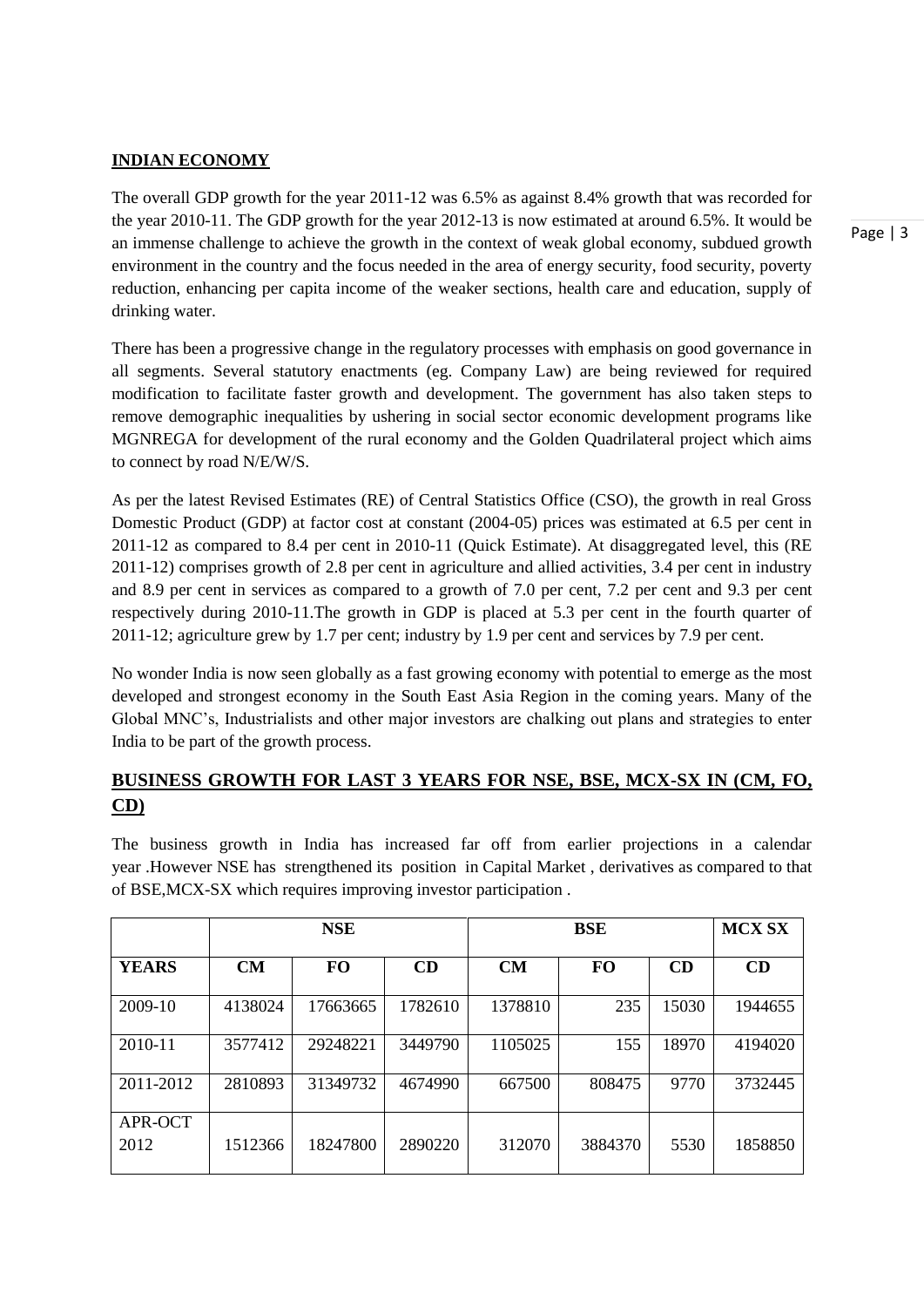## INDIAN ECONOMY

The overall GDP growth for the year 2011-12 was 6.5% as against 8.4% growth that was recorded for the year 2010-11. The GDP growth for the year 2012-13 is now estimated at around 6.5%. It would be an immense challenge to achieve the growth in the context of weak global economy, subdued growth environment in the country and the focus needed in the area of energy security, food security, poverty reduction, enhancing per capita income of the weaker sections, health care and education, supply of drinking water.

There has been a progressive change in the regulatory processes with emphasis on good governance in all segments. Several statutory enactments (eg. Company Law) are being reviewed for required modification to facilitate faster growth and development. The government has also taken steps to remove demographic inequalities by ushering in social sector economic development programs like MGNREGA for development of the rural economy and the Golden Quadrilateral project which aims to connect by road N/E/W/S.

As per the latest Revised Estimates (RE) of Central Statistics Office (CSO), the growth in real Gross Domestic Product (GDP) at factor cost at constant (2004-05) prices was estimated at 6.5 per cent in 2011-12 as compared to 8.4 per cent in 2010-11 (Quick Estimate). At disaggregated level, this (RE 2011-12) comprises growth of 2.8 per cent in agriculture and allied activities, 3.4 per cent in industry and 8.9 per cent in services as compared to a growth of 7.0 per cent, 7.2 per cent and 9.3 per cent respectively during 2010-11.The growth in GDP is placed at 5.3 per cent in the fourth quarter of 2011-12; agriculture grew by 1.7 per cent; industry by 1.9 per cent and services by 7.9 per cent.

No wonder India is now seen globally as a fast growing economy with potential to emerge as the most developed and strongest economy in the South East Asia Region in the coming years. Many of the Global MNC's, Industrialists and other major investors are chalking out plans and strategies to enter India to be part of the growth process.

## BUSINESS GROWTH FOR LAST 3 YEARS FOR NSE, BSE, MCX-SX IN (CM, FO, CD)

The business growth in India has increased far off from earlier projections in a calendar year .However NSE has strengthened its position in Capital Market , derivatives as compared to that of BSE,MCX-SX which requires improving investor participation .

| | NSE | | | BSE | | | MCX SX |
|---|---|---|---|---|---|---|---|
| **YEARS** | **CM** | **FO** | **CD** | **CM** | **FO** | **CD** | **CD** |
| 2009-10 | 4138024 | 17663665 | 1782610 | 1378810 | 235 | 15030 | 1944655 |
| 2010-11 | 3577412 | 29248221 | 3449790 | 1105025 | 155 | 18970 | 4194020 |
| 2011-2012 | 2810893 | 31349732 | 4674990 | 667500 | 808475 | 9770 | 3732445 |
| APR-OCT 2012 | 1512366 | 18247800 | 2890220 | 312070 | 3884370 | 5530 | 1858850 |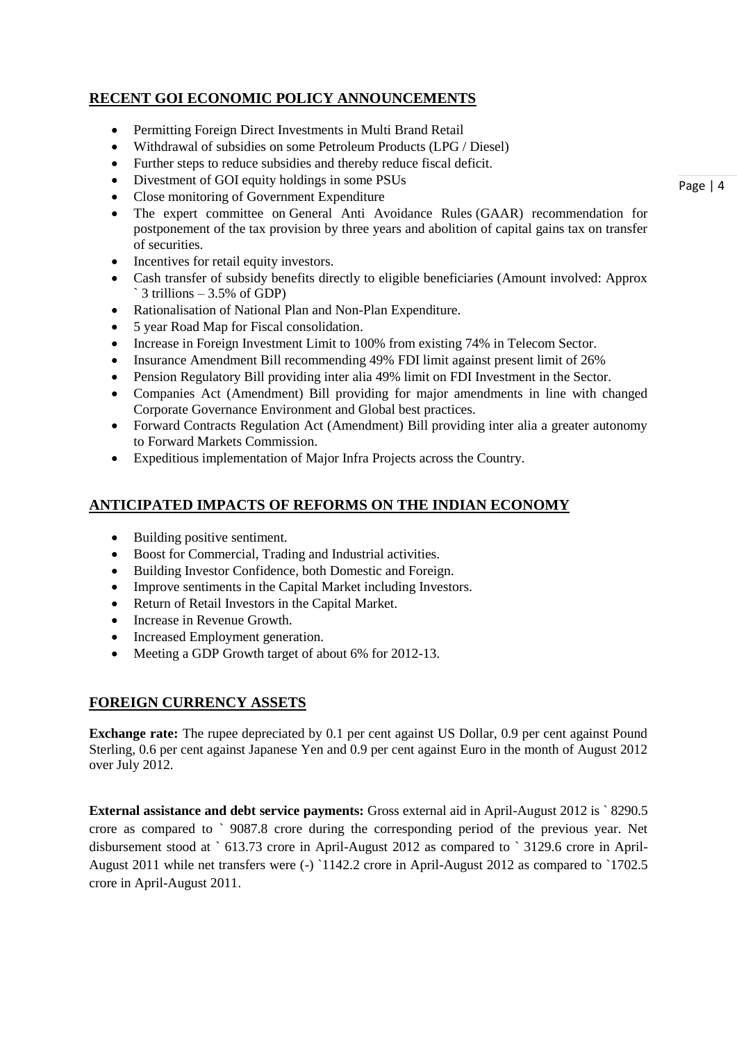## RECENT GOI ECONOMIC POLICY ANNOUNCEMENTS

- Permitting Foreign Direct Investments in Multi Brand Retail
- Withdrawal of subsidies on some Petroleum Products (LPG / Diesel)
- Further steps to reduce subsidies and thereby reduce fiscal deficit.
- Divestment of GOI equity holdings in some PSUs
- Close monitoring of Government Expenditure
- The expert committee on General Anti Avoidance Rules (GAAR) recommendation for postponement of the tax provision by three years and abolition of capital gains tax on transfer of securities.
- Incentives for retail equity investors.
- Cash transfer of subsidy benefits directly to eligible beneficiaries (Amount involved: Approx ` 3 trillions – 3.5% of GDP)
- Rationalisation of National Plan and Non-Plan Expenditure.
- 5 year Road Map for Fiscal consolidation.
- Increase in Foreign Investment Limit to 100% from existing 74% in Telecom Sector.
- Insurance Amendment Bill recommending 49% FDI limit against present limit of 26%
- Pension Regulatory Bill providing inter alia 49% limit on FDI Investment in the Sector.
- Companies Act (Amendment) Bill providing for major amendments in line with changed Corporate Governance Environment and Global best practices.
- Forward Contracts Regulation Act (Amendment) Bill providing inter alia a greater autonomy to Forward Markets Commission.
- Expeditious implementation of Major Infra Projects across the Country.

## ANTICIPATED IMPACTS OF REFORMS ON THE INDIAN ECONOMY

- Building positive sentiment.
- Boost for Commercial, Trading and Industrial activities.
- Building Investor Confidence, both Domestic and Foreign.
- Improve sentiments in the Capital Market including Investors.
- Return of Retail Investors in the Capital Market.
- Increase in Revenue Growth.
- Increased Employment generation.
- Meeting a GDP Growth target of about 6% for 2012-13.

## FOREIGN CURRENCY ASSETS

**Exchange rate:** The rupee depreciated by 0.1 per cent against US Dollar, 0.9 per cent against Pound Sterling, 0.6 per cent against Japanese Yen and 0.9 per cent against Euro in the month of August 2012 over July 2012.

**External assistance and debt service payments:** Gross external aid in April-August 2012 is ` 8290.5 crore as compared to ` 9087.8 crore during the corresponding period of the previous year. Net disbursement stood at ` 613.73 crore in April-August 2012 as compared to ` 3129.6 crore in April-August 2011 while net transfers were (-) `1142.2 crore in April-August 2012 as compared to `1702.5 crore in April-August 2011.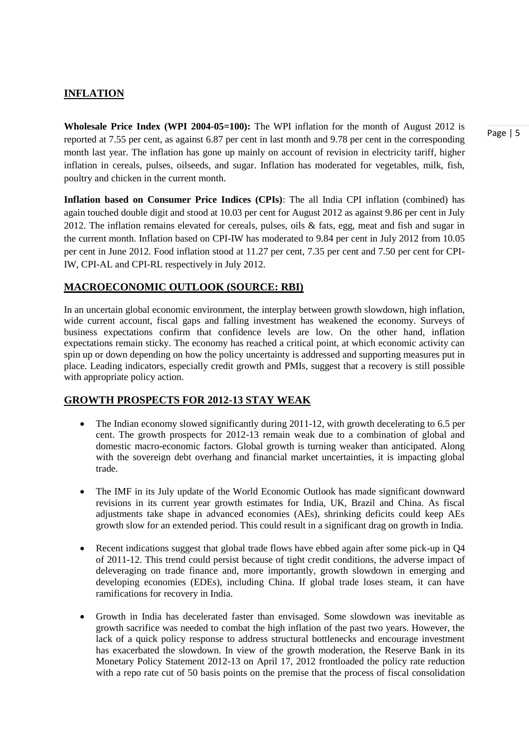## INFLATION

**Wholesale Price Index (WPI 2004-05=100):** The WPI inflation for the month of August 2012 is reported at 7.55 per cent, as against 6.87 per cent in last month and 9.78 per cent in the corresponding month last year. The inflation has gone up mainly on account of revision in electricity tariff, higher inflation in cereals, pulses, oilseeds, and sugar. Inflation has moderated for vegetables, milk, fish, poultry and chicken in the current month.

**Inflation based on Consumer Price Indices (CPIs)**: The all India CPI inflation (combined) has again touched double digit and stood at 10.03 per cent for August 2012 as against 9.86 per cent in July 2012. The inflation remains elevated for cereals, pulses, oils & fats, egg, meat and fish and sugar in the current month. Inflation based on CPI-IW has moderated to 9.84 per cent in July 2012 from 10.05 per cent in June 2012. Food inflation stood at 11.27 per cent, 7.35 per cent and 7.50 per cent for CPI-IW, CPI-AL and CPI-RL respectively in July 2012.

## MACROECONOMIC OUTLOOK (SOURCE: RBI)

In an uncertain global economic environment, the interplay between growth slowdown, high inflation, wide current account, fiscal gaps and falling investment has weakened the economy. Surveys of business expectations confirm that confidence levels are low. On the other hand, inflation expectations remain sticky. The economy has reached a critical point, at which economic activity can spin up or down depending on how the policy uncertainty is addressed and supporting measures put in place. Leading indicators, especially credit growth and PMIs, suggest that a recovery is still possible with appropriate policy action.

## GROWTH PROSPECTS FOR 2012-13 STAY WEAK

- The Indian economy slowed significantly during 2011-12, with growth decelerating to 6.5 per cent. The growth prospects for 2012-13 remain weak due to a combination of global and domestic macro-economic factors. Global growth is turning weaker than anticipated. Along with the sovereign debt overhang and financial market uncertainties, it is impacting global trade.

- The IMF in its July update of the World Economic Outlook has made significant downward revisions in its current year growth estimates for India, UK, Brazil and China. As fiscal adjustments take shape in advanced economies (AEs), shrinking deficits could keep AEs growth slow for an extended period. This could result in a significant drag on growth in India.

- Recent indications suggest that global trade flows have ebbed again after some pick-up in Q4 of 2011-12. This trend could persist because of tight credit conditions, the adverse impact of deleveraging on trade finance and, more importantly, growth slowdown in emerging and developing economies (EDEs), including China. If global trade loses steam, it can have ramifications for recovery in India.

- Growth in India has decelerated faster than envisaged. Some slowdown was inevitable as growth sacrifice was needed to combat the high inflation of the past two years. However, the lack of a quick policy response to address structural bottlenecks and encourage investment has exacerbated the slowdown. In view of the growth moderation, the Reserve Bank in its Monetary Policy Statement 2012-13 on April 17, 2012 frontloaded the policy rate reduction with a repo rate cut of 50 basis points on the premise that the process of fiscal consolidation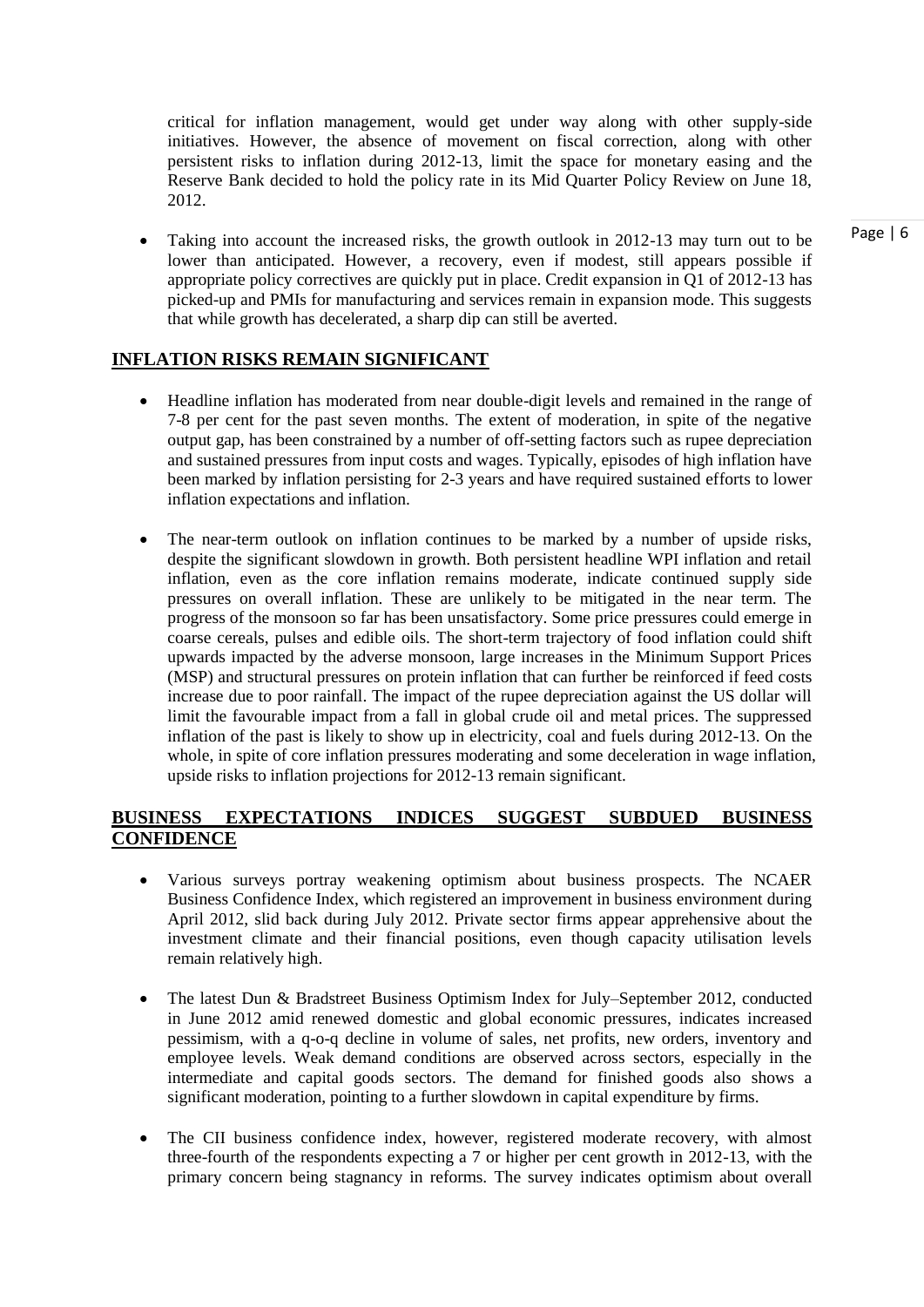critical for inflation management, would get under way along with other supply-side initiatives. However, the absence of movement on fiscal correction, along with other persistent risks to inflation during 2012-13, limit the space for monetary easing and the Reserve Bank decided to hold the policy rate in its Mid Quarter Policy Review on June 18, 2012.

- Taking into account the increased risks, the growth outlook in 2012-13 may turn out to be lower than anticipated. However, a recovery, even if modest, still appears possible if appropriate policy correctives are quickly put in place. Credit expansion in Q1 of 2012-13 has picked-up and PMIs for manufacturing and services remain in expansion mode. This suggests that while growth has decelerated, a sharp dip can still be averted.

## INFLATION RISKS REMAIN SIGNIFICANT

- Headline inflation has moderated from near double-digit levels and remained in the range of 7-8 per cent for the past seven months. The extent of moderation, in spite of the negative output gap, has been constrained by a number of off-setting factors such as rupee depreciation and sustained pressures from input costs and wages. Typically, episodes of high inflation have been marked by inflation persisting for 2-3 years and have required sustained efforts to lower inflation expectations and inflation.

- The near-term outlook on inflation continues to be marked by a number of upside risks, despite the significant slowdown in growth. Both persistent headline WPI inflation and retail inflation, even as the core inflation remains moderate, indicate continued supply side pressures on overall inflation. These are unlikely to be mitigated in the near term. The progress of the monsoon so far has been unsatisfactory. Some price pressures could emerge in coarse cereals, pulses and edible oils. The short-term trajectory of food inflation could shift upwards impacted by the adverse monsoon, large increases in the Minimum Support Prices (MSP) and structural pressures on protein inflation that can further be reinforced if feed costs increase due to poor rainfall. The impact of the rupee depreciation against the US dollar will limit the favourable impact from a fall in global crude oil and metal prices. The suppressed inflation of the past is likely to show up in electricity, coal and fuels during 2012-13. On the whole, in spite of core inflation pressures moderating and some deceleration in wage inflation, upside risks to inflation projections for 2012-13 remain significant.

## BUSINESS EXPECTATIONS INDICES SUGGEST SUBDUED BUSINESS CONFIDENCE

- Various surveys portray weakening optimism about business prospects. The NCAER Business Confidence Index, which registered an improvement in business environment during April 2012, slid back during July 2012. Private sector firms appear apprehensive about the investment climate and their financial positions, even though capacity utilisation levels remain relatively high.

- The latest Dun & Bradstreet Business Optimism Index for July–September 2012, conducted in June 2012 amid renewed domestic and global economic pressures, indicates increased pessimism, with a q-o-q decline in volume of sales, net profits, new orders, inventory and employee levels. Weak demand conditions are observed across sectors, especially in the intermediate and capital goods sectors. The demand for finished goods also shows a significant moderation, pointing to a further slowdown in capital expenditure by firms.

- The CII business confidence index, however, registered moderate recovery, with almost three-fourth of the respondents expecting a 7 or higher per cent growth in 2012-13, with the primary concern being stagnancy in reforms. The survey indicates optimism about overall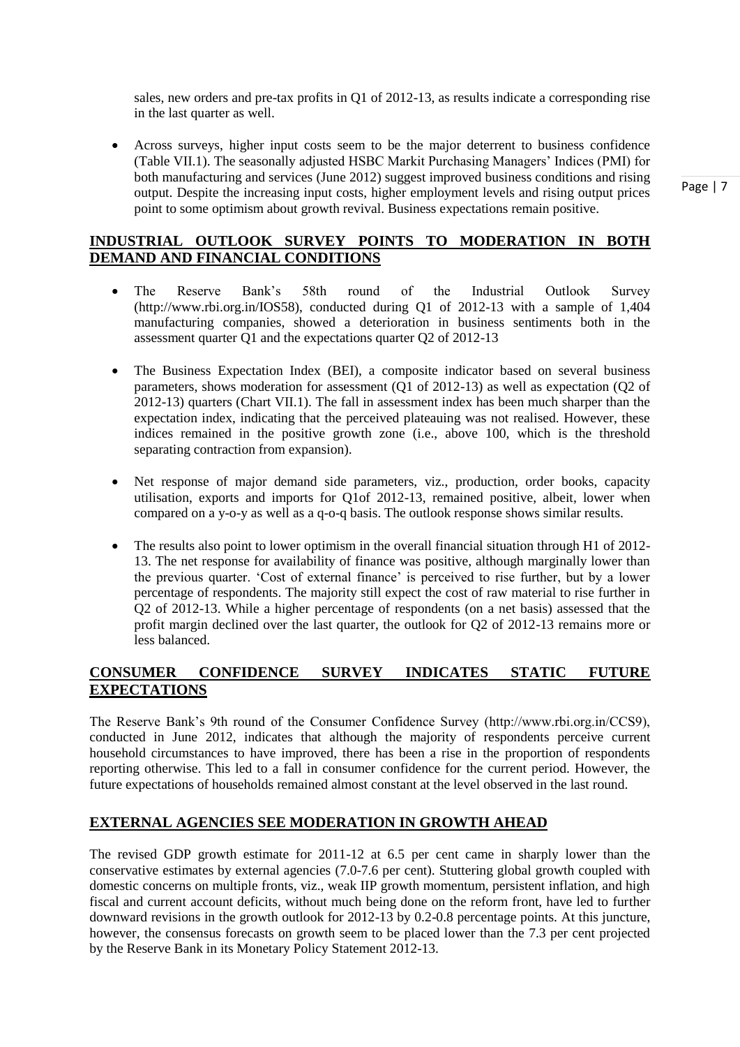sales, new orders and pre-tax profits in Q1 of 2012-13, as results indicate a corresponding rise in the last quarter as well.

- Across surveys, higher input costs seem to be the major deterrent to business confidence (Table VII.1). The seasonally adjusted HSBC Markit Purchasing Managers' Indices (PMI) for both manufacturing and services (June 2012) suggest improved business conditions and rising output. Despite the increasing input costs, higher employment levels and rising output prices point to some optimism about growth revival. Business expectations remain positive.

## INDUSTRIAL OUTLOOK SURVEY POINTS TO MODERATION IN BOTH DEMAND AND FINANCIAL CONDITIONS

- The Reserve Bank's 58th round of the Industrial Outlook Survey (http://www.rbi.org.in/IOS58), conducted during Q1 of 2012-13 with a sample of 1,404 manufacturing companies, showed a deterioration in business sentiments both in the assessment quarter Q1 and the expectations quarter Q2 of 2012-13

- The Business Expectation Index (BEI), a composite indicator based on several business parameters, shows moderation for assessment (Q1 of 2012-13) as well as expectation (Q2 of 2012-13) quarters (Chart VII.1). The fall in assessment index has been much sharper than the expectation index, indicating that the perceived plateauing was not realised. However, these indices remained in the positive growth zone (i.e., above 100, which is the threshold separating contraction from expansion).

- Net response of major demand side parameters, viz., production, order books, capacity utilisation, exports and imports for Q1of 2012-13, remained positive, albeit, lower when compared on a y-o-y as well as a q-o-q basis. The outlook response shows similar results.

- The results also point to lower optimism in the overall financial situation through H1 of 2012-13. The net response for availability of finance was positive, although marginally lower than the previous quarter. 'Cost of external finance' is perceived to rise further, but by a lower percentage of respondents. The majority still expect the cost of raw material to rise further in Q2 of 2012-13. While a higher percentage of respondents (on a net basis) assessed that the profit margin declined over the last quarter, the outlook for Q2 of 2012-13 remains more or less balanced.

## CONSUMER CONFIDENCE SURVEY INDICATES STATIC FUTURE EXPECTATIONS

The Reserve Bank's 9th round of the Consumer Confidence Survey (http://www.rbi.org.in/CCS9), conducted in June 2012, indicates that although the majority of respondents perceive current household circumstances to have improved, there has been a rise in the proportion of respondents reporting otherwise. This led to a fall in consumer confidence for the current period. However, the future expectations of households remained almost constant at the level observed in the last round.

## EXTERNAL AGENCIES SEE MODERATION IN GROWTH AHEAD

The revised GDP growth estimate for 2011-12 at 6.5 per cent came in sharply lower than the conservative estimates by external agencies (7.0-7.6 per cent). Stuttering global growth coupled with domestic concerns on multiple fronts, viz., weak IIP growth momentum, persistent inflation, and high fiscal and current account deficits, without much being done on the reform front, have led to further downward revisions in the growth outlook for 2012-13 by 0.2-0.8 percentage points. At this juncture, however, the consensus forecasts on growth seem to be placed lower than the 7.3 per cent projected by the Reserve Bank in its Monetary Policy Statement 2012-13.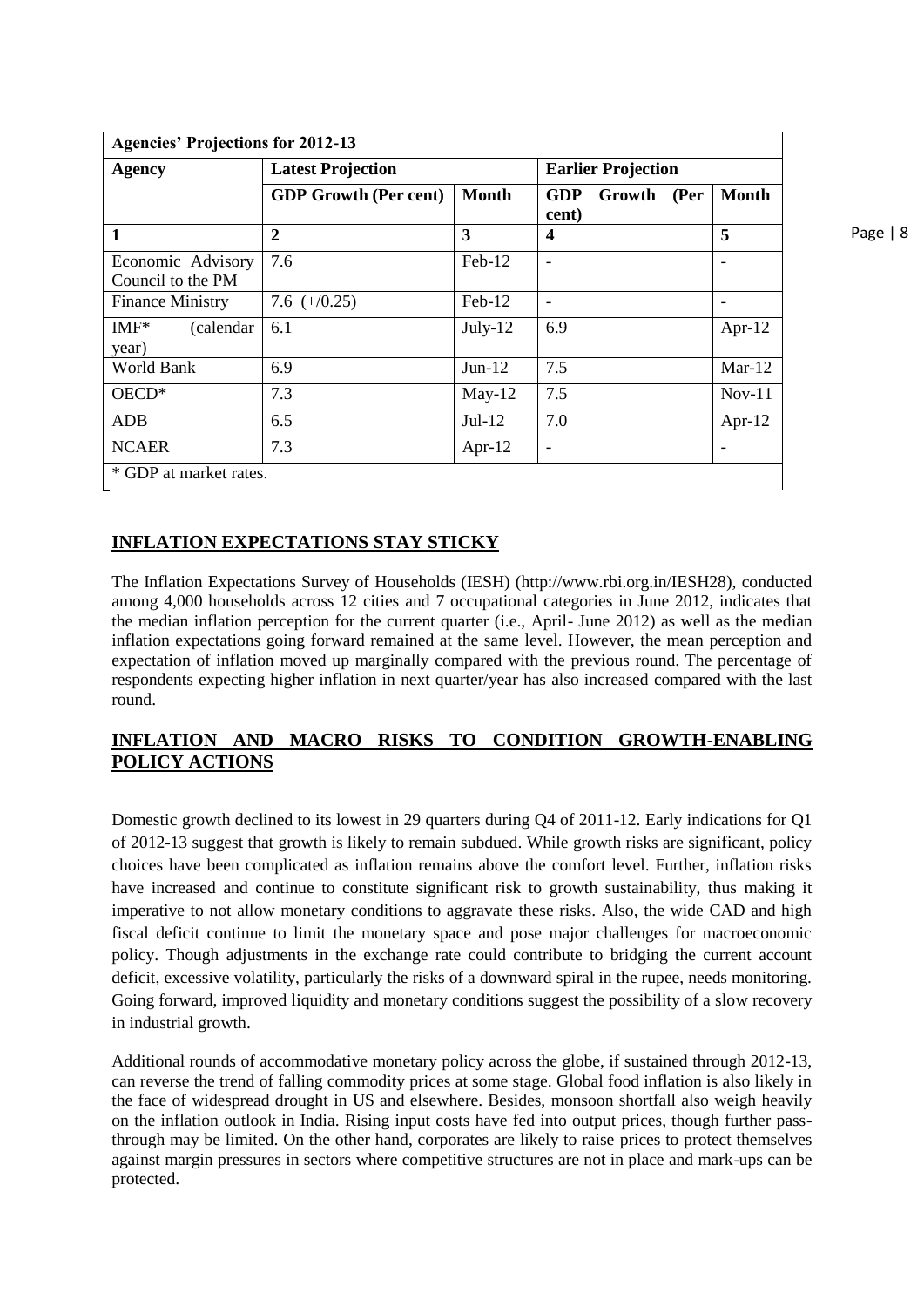| Agencies' Projections for 2012-13 | | | | |
|---|---|---|---|---|
| **Agency** | **Latest Projection** | | **Earlier Projection** | |
| | **GDP Growth (Per cent)** | **Month** | **GDP Growth (Per cent)** | **Month** |
| **1** | **2** | **3** | **4** | **5** |
| Economic Advisory Council to the PM | 7.6 | Feb-12 | - | - |
| Finance Ministry | 7.6 (+/0.25) | Feb-12 | - | - |
| IMF* (calendar year) | 6.1 | July-12 | 6.9 | Apr-12 |
| World Bank | 6.9 | Jun-12 | 7.5 | Mar-12 |
| OECD* | 7.3 | May-12 | 7.5 | Nov-11 |
| ADB | 6.5 | Jul-12 | 7.0 | Apr-12 |
| NCAER | 7.3 | Apr-12 | - | - |

* GDP at market rates.

## INFLATION EXPECTATIONS STAY STICKY

The Inflation Expectations Survey of Households (IESH) (http://www.rbi.org.in/IESH28), conducted among 4,000 households across 12 cities and 7 occupational categories in June 2012, indicates that the median inflation perception for the current quarter (i.e., April- June 2012) as well as the median inflation expectations going forward remained at the same level. However, the mean perception and expectation of inflation moved up marginally compared with the previous round. The percentage of respondents expecting higher inflation in next quarter/year has also increased compared with the last round.

## INFLATION AND MACRO RISKS TO CONDITION GROWTH-ENABLING POLICY ACTIONS

Domestic growth declined to its lowest in 29 quarters during Q4 of 2011-12. Early indications for Q1 of 2012-13 suggest that growth is likely to remain subdued. While growth risks are significant, policy choices have been complicated as inflation remains above the comfort level. Further, inflation risks have increased and continue to constitute significant risk to growth sustainability, thus making it imperative to not allow monetary conditions to aggravate these risks. Also, the wide CAD and high fiscal deficit continue to limit the monetary space and pose major challenges for macroeconomic policy. Though adjustments in the exchange rate could contribute to bridging the current account deficit, excessive volatility, particularly the risks of a downward spiral in the rupee, needs monitoring. Going forward, improved liquidity and monetary conditions suggest the possibility of a slow recovery in industrial growth.

Additional rounds of accommodative monetary policy across the globe, if sustained through 2012-13, can reverse the trend of falling commodity prices at some stage. Global food inflation is also likely in the face of widespread drought in US and elsewhere. Besides, monsoon shortfall also weigh heavily on the inflation outlook in India. Rising input costs have fed into output prices, though further pass-through may be limited. On the other hand, corporates are likely to raise prices to protect themselves against margin pressures in sectors where competitive structures are not in place and mark-ups can be protected.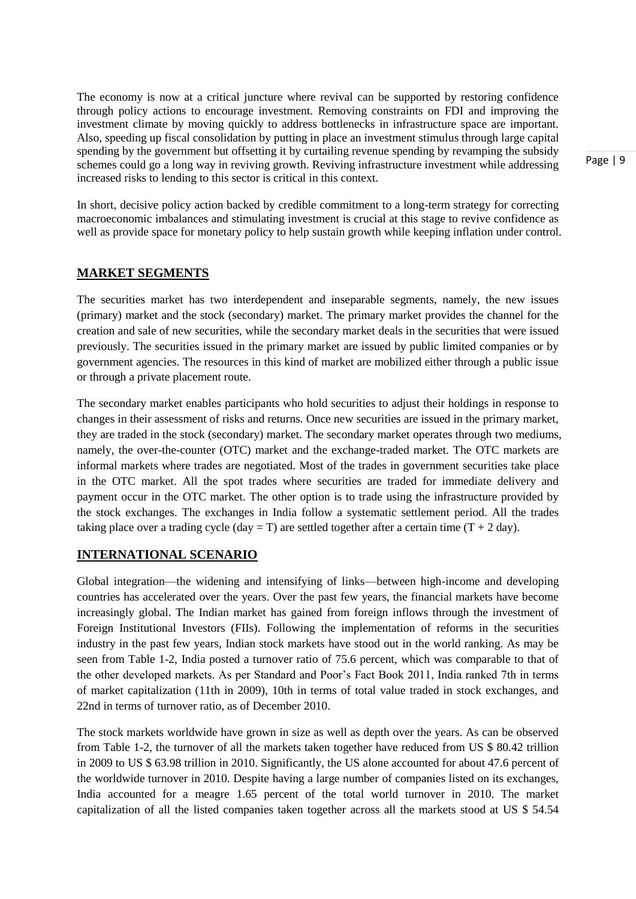The economy is now at a critical juncture where revival can be supported by restoring confidence through policy actions to encourage investment. Removing constraints on FDI and improving the investment climate by moving quickly to address bottlenecks in infrastructure space are important. Also, speeding up fiscal consolidation by putting in place an investment stimulus through large capital spending by the government but offsetting it by curtailing revenue spending by revamping the subsidy schemes could go a long way in reviving growth. Reviving infrastructure investment while addressing increased risks to lending to this sector is critical in this context.

In short, decisive policy action backed by credible commitment to a long-term strategy for correcting macroeconomic imbalances and stimulating investment is crucial at this stage to revive confidence as well as provide space for monetary policy to help sustain growth while keeping inflation under control.

## MARKET SEGMENTS

The securities market has two interdependent and inseparable segments, namely, the new issues (primary) market and the stock (secondary) market. The primary market provides the channel for the creation and sale of new securities, while the secondary market deals in the securities that were issued previously. The securities issued in the primary market are issued by public limited companies or by government agencies. The resources in this kind of market are mobilized either through a public issue or through a private placement route.

The secondary market enables participants who hold securities to adjust their holdings in response to changes in their assessment of risks and returns. Once new securities are issued in the primary market, they are traded in the stock (secondary) market. The secondary market operates through two mediums, namely, the over-the-counter (OTC) market and the exchange-traded market. The OTC markets are informal markets where trades are negotiated. Most of the trades in government securities take place in the OTC market. All the spot trades where securities are traded for immediate delivery and payment occur in the OTC market. The other option is to trade using the infrastructure provided by the stock exchanges. The exchanges in India follow a systematic settlement period. All the trades taking place over a trading cycle (day = T) are settled together after a certain time (T + 2 day).

## INTERNATIONAL SCENARIO

Global integration—the widening and intensifying of links—between high-income and developing countries has accelerated over the years. Over the past few years, the financial markets have become increasingly global. The Indian market has gained from foreign inflows through the investment of Foreign Institutional Investors (FIIs). Following the implementation of reforms in the securities industry in the past few years, Indian stock markets have stood out in the world ranking. As may be seen from Table 1-2, India posted a turnover ratio of 75.6 percent, which was comparable to that of the other developed markets. As per Standard and Poor's Fact Book 2011, India ranked 7th in terms of market capitalization (11th in 2009), 10th in terms of total value traded in stock exchanges, and 22nd in terms of turnover ratio, as of December 2010.

The stock markets worldwide have grown in size as well as depth over the years. As can be observed from Table 1-2, the turnover of all the markets taken together have reduced from US $ 80.42 trillion in 2009 to US $ 63.98 trillion in 2010. Significantly, the US alone accounted for about 47.6 percent of the worldwide turnover in 2010. Despite having a large number of companies listed on its exchanges, India accounted for a meagre 1.65 percent of the total world turnover in 2010. The market capitalization of all the listed companies taken together across all the markets stood at US $ 54.54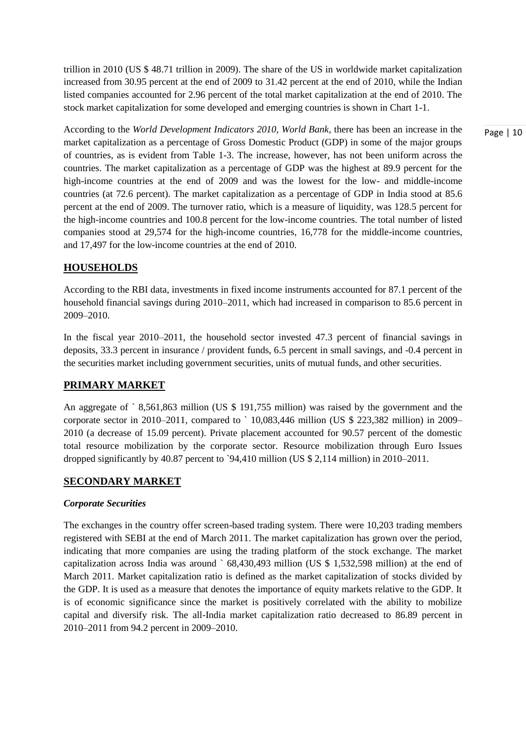trillion in 2010 (US $ 48.71 trillion in 2009). The share of the US in worldwide market capitalization increased from 30.95 percent at the end of 2009 to 31.42 percent at the end of 2010, while the Indian listed companies accounted for 2.96 percent of the total market capitalization at the end of 2010. The stock market capitalization for some developed and emerging countries is shown in Chart 1-1.

According to the *World Development Indicators 2010, World Bank*, there has been an increase in the market capitalization as a percentage of Gross Domestic Product (GDP) in some of the major groups of countries, as is evident from Table 1-3. The increase, however, has not been uniform across the countries. The market capitalization as a percentage of GDP was the highest at 89.9 percent for the high-income countries at the end of 2009 and was the lowest for the low- and middle-income countries (at 72.6 percent). The market capitalization as a percentage of GDP in India stood at 85.6 percent at the end of 2009. The turnover ratio, which is a measure of liquidity, was 128.5 percent for the high-income countries and 100.8 percent for the low-income countries. The total number of listed companies stood at 29,574 for the high-income countries, 16,778 for the middle-income countries, and 17,497 for the low-income countries at the end of 2010.

## HOUSEHOLDS

According to the RBI data, investments in fixed income instruments accounted for 87.1 percent of the household financial savings during 2010–2011, which had increased in comparison to 85.6 percent in 2009–2010.

In the fiscal year 2010–2011, the household sector invested 47.3 percent of financial savings in deposits, 33.3 percent in insurance / provident funds, 6.5 percent in small savings, and -0.4 percent in the securities market including government securities, units of mutual funds, and other securities.

## PRIMARY MARKET

An aggregate of ` 8,561,863 million (US $ 191,755 million) was raised by the government and the corporate sector in 2010–2011, compared to ` 10,083,446 million (US $ 223,382 million) in 2009–2010 (a decrease of 15.09 percent). Private placement accounted for 90.57 percent of the domestic total resource mobilization by the corporate sector. Resource mobilization through Euro Issues dropped significantly by 40.87 percent to `94,410 million (US $ 2,114 million) in 2010–2011.

## SECONDARY MARKET

***Corporate Securities***

The exchanges in the country offer screen-based trading system. There were 10,203 trading members registered with SEBI at the end of March 2011. The market capitalization has grown over the period, indicating that more companies are using the trading platform of the stock exchange. The market capitalization across India was around ` 68,430,493 million (US $ 1,532,598 million) at the end of March 2011. Market capitalization ratio is defined as the market capitalization of stocks divided by the GDP. It is used as a measure that denotes the importance of equity markets relative to the GDP. It is of economic significance since the market is positively correlated with the ability to mobilize capital and diversify risk. The all-India market capitalization ratio decreased to 86.89 percent in 2010–2011 from 94.2 percent in 2009–2010.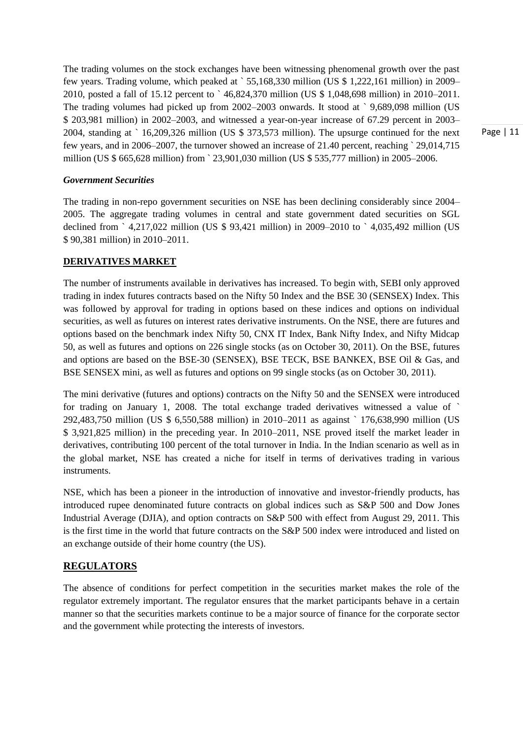The trading volumes on the stock exchanges have been witnessing phenomenal growth over the past few years. Trading volume, which peaked at ` 55,168,330 million (US $ 1,222,161 million) in 2009–2010, posted a fall of 15.12 percent to ` 46,824,370 million (US $ 1,048,698 million) in 2010–2011. The trading volumes had picked up from 2002–2003 onwards. It stood at ` 9,689,098 million (US $ 203,981 million) in 2002–2003, and witnessed a year-on-year increase of 67.29 percent in 2003–2004, standing at ` 16,209,326 million (US $ 373,573 million). The upsurge continued for the next few years, and in 2006–2007, the turnover showed an increase of 21.40 percent, reaching ` 29,014,715 million (US $ 665,628 million) from ` 23,901,030 million (US $ 535,777 million) in 2005–2006.

***Government Securities***

The trading in non-repo government securities on NSE has been declining considerably since 2004–2005. The aggregate trading volumes in central and state government dated securities on SGL declined from ` 4,217,022 million (US $ 93,421 million) in 2009–2010 to ` 4,035,492 million (US $ 90,381 million) in 2010–2011.

## DERIVATIVES MARKET

The number of instruments available in derivatives has increased. To begin with, SEBI only approved trading in index futures contracts based on the Nifty 50 Index and the BSE 30 (SENSEX) Index. This was followed by approval for trading in options based on these indices and options on individual securities, as well as futures on interest rates derivative instruments. On the NSE, there are futures and options based on the benchmark index Nifty 50, CNX IT Index, Bank Nifty Index, and Nifty Midcap 50, as well as futures and options on 226 single stocks (as on October 30, 2011). On the BSE, futures and options are based on the BSE-30 (SENSEX), BSE TECK, BSE BANKEX, BSE Oil & Gas, and BSE SENSEX mini, as well as futures and options on 99 single stocks (as on October 30, 2011).

The mini derivative (futures and options) contracts on the Nifty 50 and the SENSEX were introduced for trading on January 1, 2008. The total exchange traded derivatives witnessed a value of ` 292,483,750 million (US $ 6,550,588 million) in 2010–2011 as against ` 176,638,990 million (US $ 3,921,825 million) in the preceding year. In 2010–2011, NSE proved itself the market leader in derivatives, contributing 100 percent of the total turnover in India. In the Indian scenario as well as in the global market, NSE has created a niche for itself in terms of derivatives trading in various instruments.

NSE, which has been a pioneer in the introduction of innovative and investor-friendly products, has introduced rupee denominated future contracts on global indices such as S&P 500 and Dow Jones Industrial Average (DJIA), and option contracts on S&P 500 with effect from August 29, 2011. This is the first time in the world that future contracts on the S&P 500 index were introduced and listed on an exchange outside of their home country (the US).

## REGULATORS

The absence of conditions for perfect competition in the securities market makes the role of the regulator extremely important. The regulator ensures that the market participants behave in a certain manner so that the securities markets continue to be a major source of finance for the corporate sector and the government while protecting the interests of investors.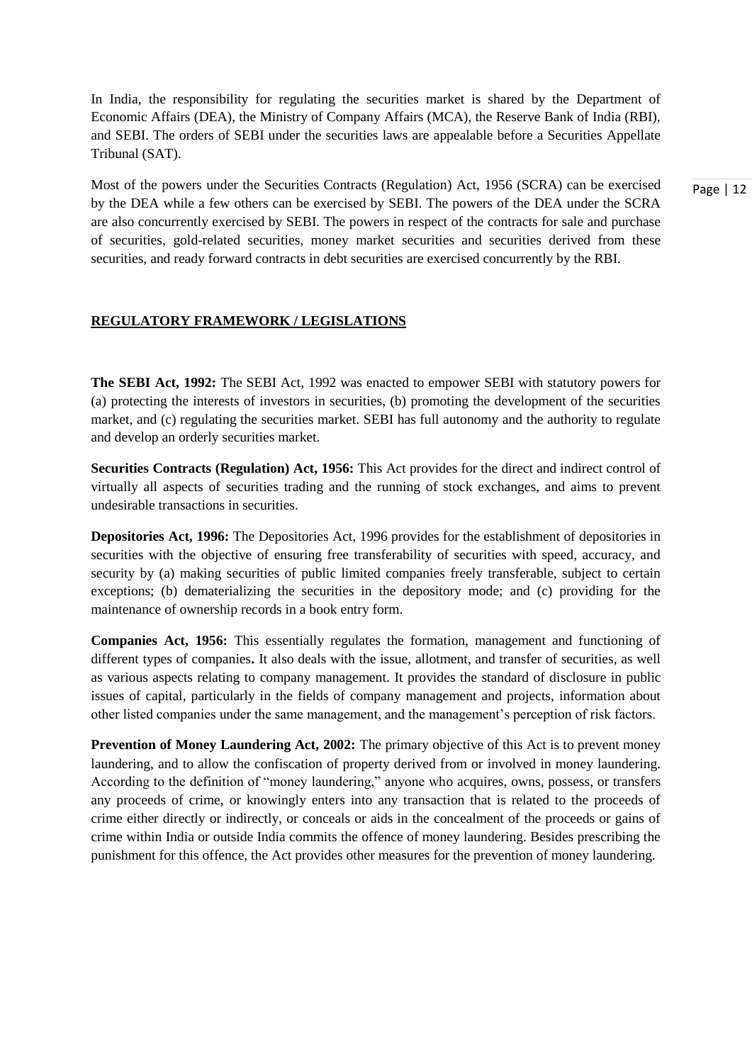In India, the responsibility for regulating the securities market is shared by the Department of Economic Affairs (DEA), the Ministry of Company Affairs (MCA), the Reserve Bank of India (RBI), and SEBI. The orders of SEBI under the securities laws are appealable before a Securities Appellate Tribunal (SAT).

Most of the powers under the Securities Contracts (Regulation) Act, 1956 (SCRA) can be exercised by the DEA while a few others can be exercised by SEBI. The powers of the DEA under the SCRA are also concurrently exercised by SEBI. The powers in respect of the contracts for sale and purchase of securities, gold-related securities, money market securities and securities derived from these securities, and ready forward contracts in debt securities are exercised concurrently by the RBI.

## REGULATORY FRAMEWORK / LEGISLATIONS

**The SEBI Act, 1992:** The SEBI Act, 1992 was enacted to empower SEBI with statutory powers for (a) protecting the interests of investors in securities, (b) promoting the development of the securities market, and (c) regulating the securities market. SEBI has full autonomy and the authority to regulate and develop an orderly securities market.

**Securities Contracts (Regulation) Act, 1956:** This Act provides for the direct and indirect control of virtually all aspects of securities trading and the running of stock exchanges, and aims to prevent undesirable transactions in securities.

**Depositories Act, 1996:** The Depositories Act, 1996 provides for the establishment of depositories in securities with the objective of ensuring free transferability of securities with speed, accuracy, and security by (a) making securities of public limited companies freely transferable, subject to certain exceptions; (b) dematerializing the securities in the depository mode; and (c) providing for the maintenance of ownership records in a book entry form.

**Companies Act, 1956:** This essentially regulates the formation, management and functioning of different types of companies**.** It also deals with the issue, allotment, and transfer of securities, as well as various aspects relating to company management. It provides the standard of disclosure in public issues of capital, particularly in the fields of company management and projects, information about other listed companies under the same management, and the management's perception of risk factors.

**Prevention of Money Laundering Act, 2002:** The primary objective of this Act is to prevent money laundering, and to allow the confiscation of property derived from or involved in money laundering. According to the definition of "money laundering," anyone who acquires, owns, possess, or transfers any proceeds of crime, or knowingly enters into any transaction that is related to the proceeds of crime either directly or indirectly, or conceals or aids in the concealment of the proceeds or gains of crime within India or outside India commits the offence of money laundering. Besides prescribing the punishment for this offence, the Act provides other measures for the prevention of money laundering.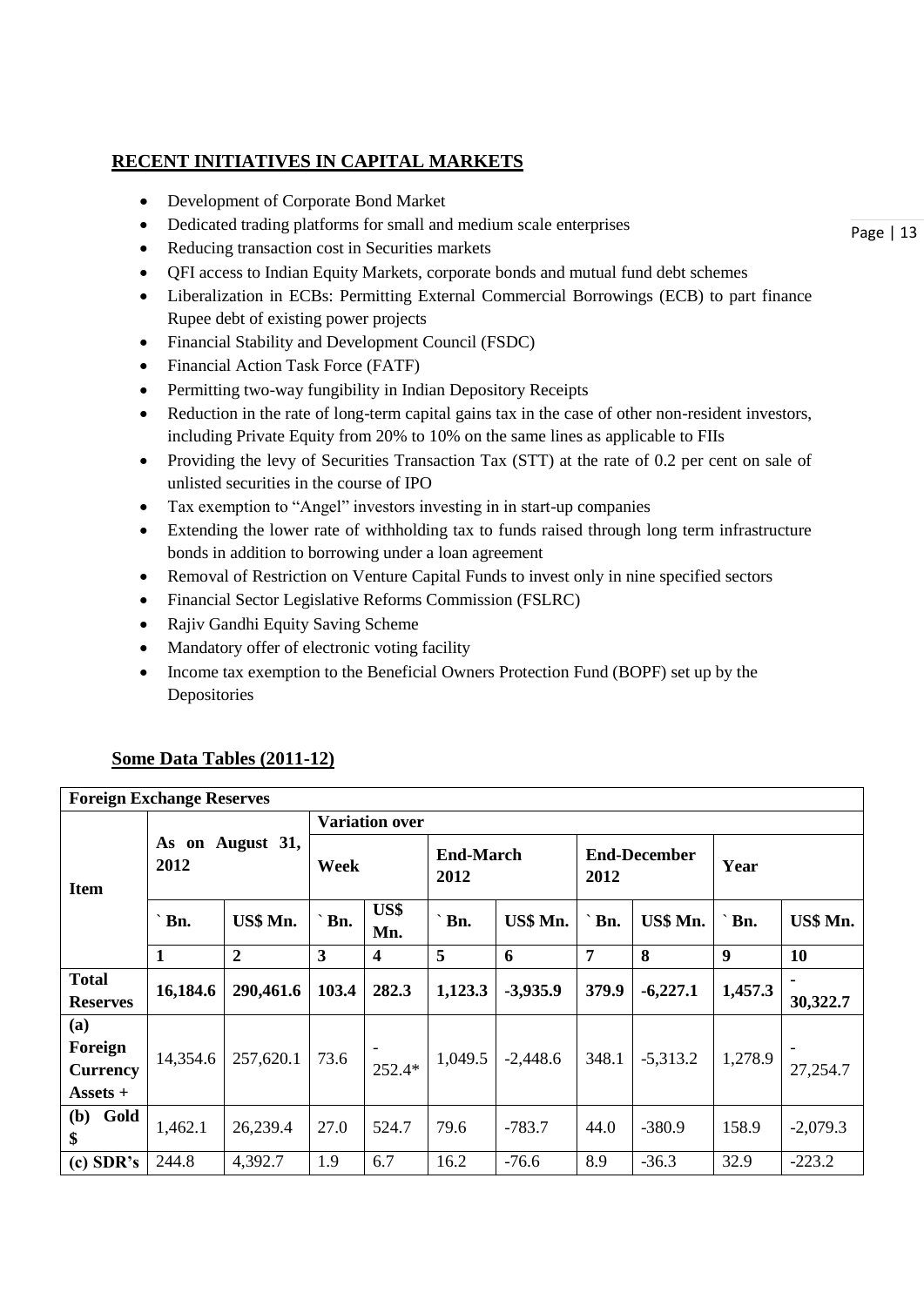## RECENT INITIATIVES IN CAPITAL MARKETS

- Development of Corporate Bond Market
- Dedicated trading platforms for small and medium scale enterprises
- Reducing transaction cost in Securities markets
- QFI access to Indian Equity Markets, corporate bonds and mutual fund debt schemes
- Liberalization in ECBs: Permitting External Commercial Borrowings (ECB) to part finance Rupee debt of existing power projects
- Financial Stability and Development Council (FSDC)
- Financial Action Task Force (FATF)
- Permitting two-way fungibility in Indian Depository Receipts
- Reduction in the rate of long-term capital gains tax in the case of other non-resident investors, including Private Equity from 20% to 10% on the same lines as applicable to FIIs
- Providing the levy of Securities Transaction Tax (STT) at the rate of 0.2 per cent on sale of unlisted securities in the course of IPO
- Tax exemption to "Angel" investors investing in in start-up companies
- Extending the lower rate of withholding tax to funds raised through long term infrastructure bonds in addition to borrowing under a loan agreement
- Removal of Restriction on Venture Capital Funds to invest only in nine specified sectors
- Financial Sector Legislative Reforms Commission (FSLRC)
- Rajiv Gandhi Equity Saving Scheme
- Mandatory offer of electronic voting facility
- Income tax exemption to the Beneficial Owners Protection Fund (BOPF) set up by the Depositories

## Some Data Tables (2011-12)

| **Foreign Exchange Reserves** | | | | | | | | | | |
|---|---|---|---|---|---|---|---|---|---|---|
| **Item** | **As on August 31, 2012** | | **Variation over** | | | | | | | |
| | | | **Week** | | **End-March 2012** | | **End-December 2012** | | **Year** | |
| | **` Bn.** | **US$ Mn.** | **` Bn.** | **US$ Mn.** | **` Bn.** | **US$ Mn.** | **` Bn.** | **US$ Mn.** | **` Bn.** | **US$ Mn.** |
| | **1** | **2** | **3** | **4** | **5** | **6** | **7** | **8** | **9** | **10** |
| **Total Reserves** | **16,184.6** | **290,461.6** | **103.4** | **282.3** | **1,123.3** | **-3,935.9** | **379.9** | **-6,227.1** | **1,457.3** | **-30,322.7** |
| **(a) Foreign Currency Assets +** | 14,354.6 | 257,620.1 | 73.6 | -252.4* | 1,049.5 | -2,448.6 | 348.1 | -5,313.2 | 1,278.9 | -27,254.7 |
| **(b) Gold $** | 1,462.1 | 26,239.4 | 27.0 | 524.7 | 79.6 | -783.7 | 44.0 | -380.9 | 158.9 | -2,079.3 |
| **(c) SDR's** | 244.8 | 4,392.7 | 1.9 | 6.7 | 16.2 | -76.6 | 8.9 | -36.3 | 32.9 | -223.2 |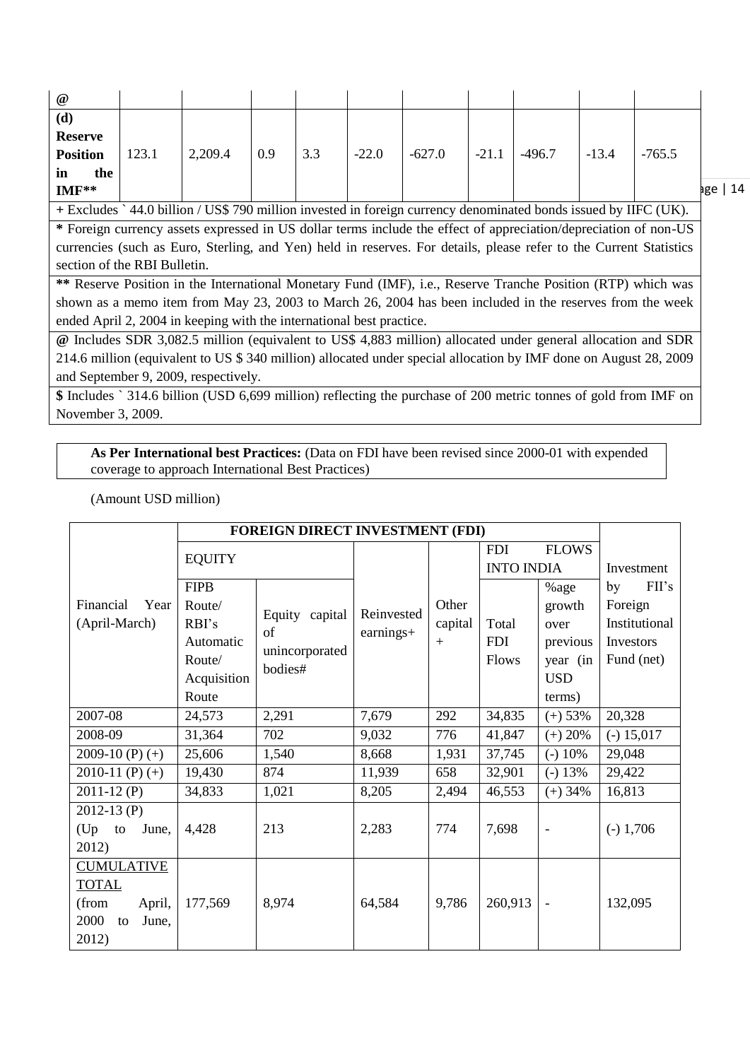| @ | | | | | | | | | | |
|---|---|---|---|---|---|---|---|---|---|---|
| **(d) Reserve Position in the IMF**** | 123.1 | 2,209.4 | 0.9 | 3.3 | -22.0 | -627.0 | -21.1 | -496.7 | -13.4 | -765.5 |

+ Excludes ` 44.0 billion / US$ 790 million invested in foreign currency denominated bonds issued by IIFC (UK).

* Foreign currency assets expressed in US dollar terms include the effect of appreciation/depreciation of non-US currencies (such as Euro, Sterling, and Yen) held in reserves. For details, please refer to the Current Statistics section of the RBI Bulletin.

** Reserve Position in the International Monetary Fund (IMF), i.e., Reserve Tranche Position (RTP) which was shown as a memo item from May 23, 2003 to March 26, 2004 has been included in the reserves from the week ended April 2, 2004 in keeping with the international best practice.

@ Includes SDR 3,082.5 million (equivalent to US$ 4,883 million) allocated under general allocation and SDR 214.6 million (equivalent to US $ 340 million) allocated under special allocation by IMF done on August 28, 2009 and September 9, 2009, respectively.

$ Includes ` 314.6 billion (USD 6,699 million) reflecting the purchase of 200 metric tonnes of gold from IMF on November 3, 2009.

**As Per International best Practices:** (Data on FDI have been revised since 2000-01 with expended coverage to approach International Best Practices)

(Amount USD million)

| Financial Year (April-March) | FOREIGN DIRECT INVESTMENT (FDI) | | | | | | Investment by FII's Foreign Institutional Investors Fund (net) |
|---|---|---|---|---|---|---|---|
| | EQUITY | | | | FDI FLOWS INTO INDIA | | |
| | FIPB Route/ RBI's Automatic Route/ Acquisition Route | Equity capital of unincorporated bodies# | Reinvested earnings+ | Other capital + | Total FDI Flows | %age growth over previous year (in USD terms) | |
| 2007-08 | 24,573 | 2,291 | 7,679 | 292 | 34,835 | (+) 53% | 20,328 |
| 2008-09 | 31,364 | 702 | 9,032 | 776 | 41,847 | (+) 20% | (-) 15,017 |
| 2009-10 (P) (+) | 25,606 | 1,540 | 8,668 | 1,931 | 37,745 | (-) 10% | 29,048 |
| 2010-11 (P) (+) | 19,430 | 874 | 11,939 | 658 | 32,901 | (-) 13% | 29,422 |
| 2011-12 (P) | 34,833 | 1,021 | 8,205 | 2,494 | 46,553 | (+) 34% | 16,813 |
| 2012-13 (P) (Up to June, 2012) | 4,428 | 213 | 2,283 | 774 | 7,698 | - | (-) 1,706 |
| CUMULATIVE TOTAL (from April, 2000 to June, 2012) | 177,569 | 8,974 | 64,584 | 9,786 | 260,913 | - | 132,095 |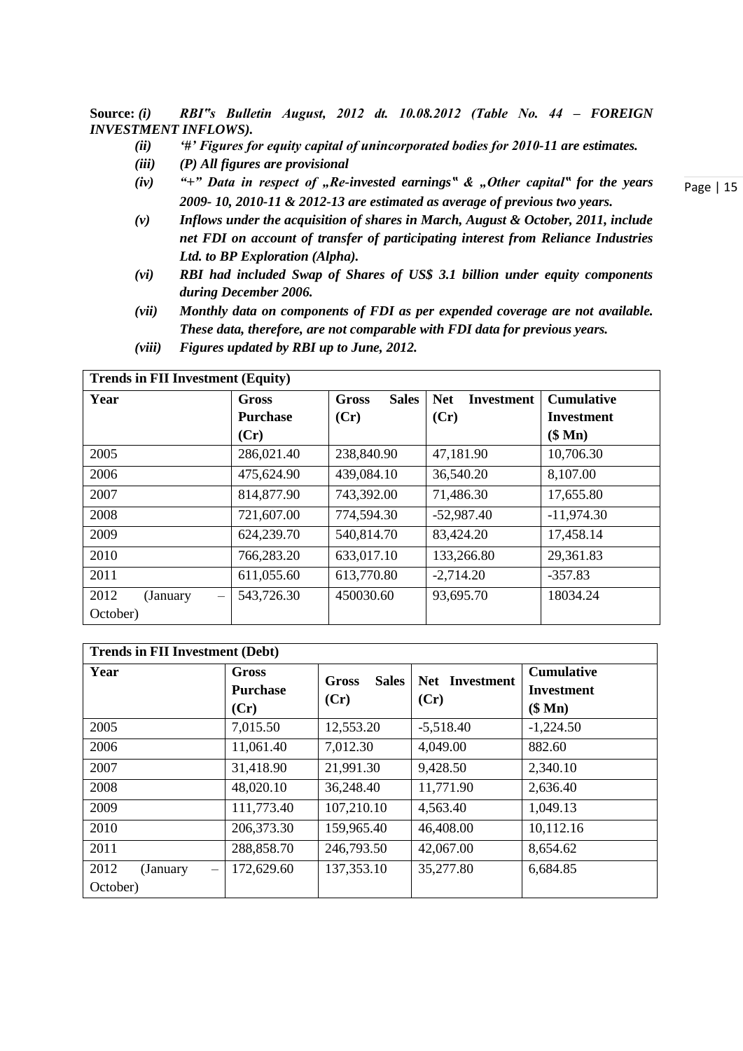**Source:** ***(i) RBI"s Bulletin August, 2012 dt. 10.08.2012 (Table No. 44 – FOREIGN INVESTMENT INFLOWS).***

- ***(ii) '#' Figures for equity capital of unincorporated bodies for 2010-11 are estimates.***
- ***(iii) (P) All figures are provisional***
- ***(iv) "+" Data in respect of „Re-invested earnings" & „Other capital" for the years 2009- 10, 2010-11 & 2012-13 are estimated as average of previous two years.***
- ***(v) Inflows under the acquisition of shares in March, August & October, 2011, include net FDI on account of transfer of participating interest from Reliance Industries Ltd. to BP Exploration (Alpha).***
- ***(vi) RBI had included Swap of Shares of US$ 3.1 billion under equity components during December 2006.***
- ***(vii) Monthly data on components of FDI as per expended coverage are not available. These data, therefore, are not comparable with FDI data for previous years.***
- ***(viii) Figures updated by RBI up to June, 2012.***

| **Trends in FII Investment (Equity)** | | | | |
|---|---|---|---|---|
| **Year** | **Gross Purchase (Cr)** | **Gross Sales (Cr)** | **Net Investment (Cr)** | **Cumulative Investment ($ Mn)** |
| 2005 | 286,021.40 | 238,840.90 | 47,181.90 | 10,706.30 |
| 2006 | 475,624.90 | 439,084.10 | 36,540.20 | 8,107.00 |
| 2007 | 814,877.90 | 743,392.00 | 71,486.30 | 17,655.80 |
| 2008 | 721,607.00 | 774,594.30 | -52,987.40 | -11,974.30 |
| 2009 | 624,239.70 | 540,814.70 | 83,424.20 | 17,458.14 |
| 2010 | 766,283.20 | 633,017.10 | 133,266.80 | 29,361.83 |
| 2011 | 611,055.60 | 613,770.80 | -2,714.20 | -357.83 |
| 2012 (January – October) | 543,726.30 | 450030.60 | 93,695.70 | 18034.24 |

| **Trends in FII Investment (Debt)** | | | | |
|---|---|---|---|---|
| **Year** | **Gross Purchase (Cr)** | **Gross Sales (Cr)** | **Net Investment (Cr)** | **Cumulative Investment ($ Mn)** |
| 2005 | 7,015.50 | 12,553.20 | -5,518.40 | -1,224.50 |
| 2006 | 11,061.40 | 7,012.30 | 4,049.00 | 882.60 |
| 2007 | 31,418.90 | 21,991.30 | 9,428.50 | 2,340.10 |
| 2008 | 48,020.10 | 36,248.40 | 11,771.90 | 2,636.40 |
| 2009 | 111,773.40 | 107,210.10 | 4,563.40 | 1,049.13 |
| 2010 | 206,373.30 | 159,965.40 | 46,408.00 | 10,112.16 |
| 2011 | 288,858.70 | 246,793.50 | 42,067.00 | 8,654.62 |
| 2012 (January – October) | 172,629.60 | 137,353.10 | 35,277.80 | 6,684.85 |